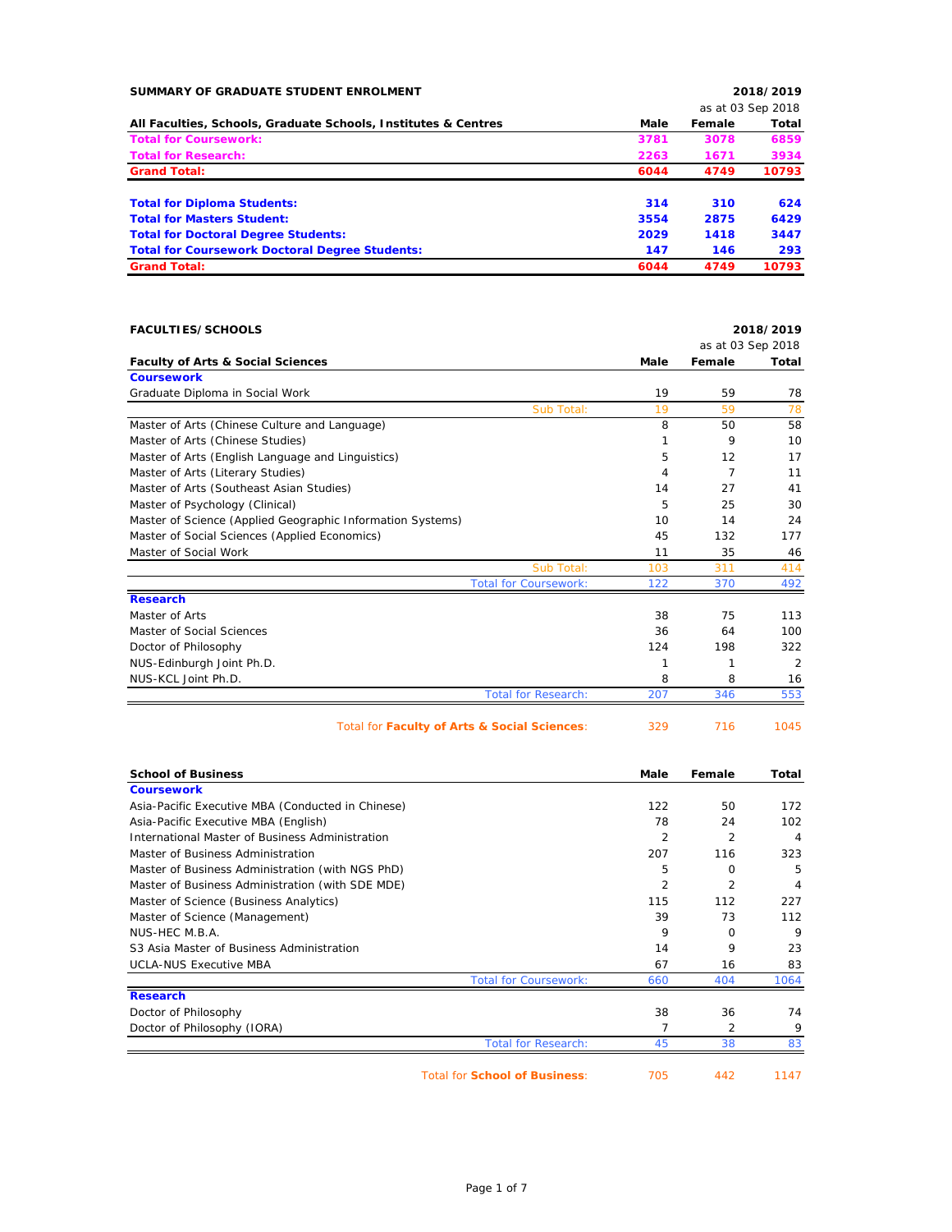## SUMMARY OF GRADUATE STUDENT ENROLMENT

**2018/2019**
as at 03 Sep 2018

| All Faculties, Schools, Graduate Schools, Institutes & Centres | Male | Female | Total |
|---|---|---|---|
| **Total for Coursework:** | **3781** | **3078** | **6859** |
| **Total for Research:** | **2263** | **1671** | **3934** |
| **Grand Total:** | **6044** | **4749** | **10793** |
| | | | |
| **Total for Diploma Students:** | **314** | **310** | **624** |
| **Total for Masters Student:** | **3554** | **2875** | **6429** |
| **Total for Doctoral Degree Students:** | **2029** | **1418** | **3447** |
| **Total for Coursework Doctoral Degree Students:** | **147** | **146** | **293** |
| **Grand Total:** | **6044** | **4749** | **10793** |

## FACULTIES/SCHOOLS

**2018/2019**
as at 03 Sep 2018

| Faculty of Arts & Social Sciences | Male | Female | Total |
|---|---|---|---|
| **Coursework** | | | |
| Graduate Diploma in Social Work | 19 | 59 | 78 |
| Sub Total: | 19 | 59 | 78 |
| Master of Arts (Chinese Culture and Language) | 8 | 50 | 58 |
| Master of Arts (Chinese Studies) | 1 | 9 | 10 |
| Master of Arts (English Language and Linguistics) | 5 | 12 | 17 |
| Master of Arts (Literary Studies) | 4 | 7 | 11 |
| Master of Arts (Southeast Asian Studies) | 14 | 27 | 41 |
| Master of Psychology (Clinical) | 5 | 25 | 30 |
| Master of Science (Applied Geographic Information Systems) | 10 | 14 | 24 |
| Master of Social Sciences (Applied Economics) | 45 | 132 | 177 |
| Master of Social Work | 11 | 35 | 46 |
| Sub Total: | 103 | 311 | 414 |
| Total for Coursework: | 122 | 370 | 492 |
| **Research** | | | |
| Master of Arts | 38 | 75 | 113 |
| Master of Social Sciences | 36 | 64 | 100 |
| Doctor of Philosophy | 124 | 198 | 322 |
| NUS-Edinburgh Joint Ph.D. | 1 | 1 | 2 |
| NUS-KCL Joint Ph.D. | 8 | 8 | 16 |
| Total for Research: | 207 | 346 | 553 |
| Total for **Faculty of Arts & Social Sciences**: | 329 | 716 | 1045 |

| School of Business | Male | Female | Total |
|---|---|---|---|
| **Coursework** | | | |
| Asia-Pacific Executive MBA (Conducted in Chinese) | 122 | 50 | 172 |
| Asia-Pacific Executive MBA (English) | 78 | 24 | 102 |
| International Master of Business Administration | 2 | 2 | 4 |
| Master of Business Administration | 207 | 116 | 323 |
| Master of Business Administration (with NGS PhD) | 5 | 0 | 5 |
| Master of Business Administration (with SDE MDE) | 2 | 2 | 4 |
| Master of Science (Business Analytics) | 115 | 112 | 227 |
| Master of Science (Management) | 39 | 73 | 112 |
| NUS-HEC M.B.A. | 9 | 0 | 9 |
| S3 Asia Master of Business Administration | 14 | 9 | 23 |
| UCLA-NUS Executive MBA | 67 | 16 | 83 |
| Total for Coursework: | 660 | 404 | 1064 |
| **Research** | | | |
| Doctor of Philosophy | 38 | 36 | 74 |
| Doctor of Philosophy (IORA) | 7 | 2 | 9 |
| Total for Research: | 45 | 38 | 83 |
| Total for **School of Business**: | 705 | 442 | 1147 |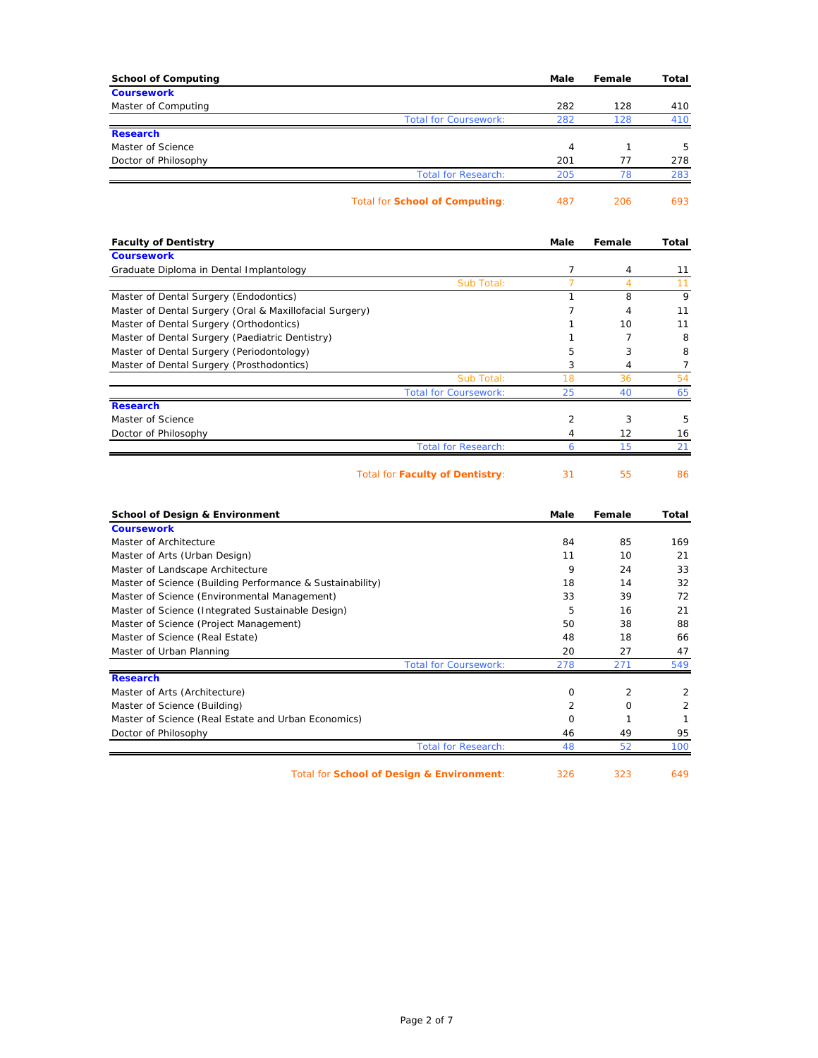| School of Computing | Male | Female | Total |
|---|---|---|---|
| **Coursework** | | | |
| Master of Computing | 282 | 128 | 410 |
| Total for Coursework: | 282 | 128 | 410 |
| **Research** | | | |
| Master of Science | 4 | 1 | 5 |
| Doctor of Philosophy | 201 | 77 | 278 |
| Total for Research: | 205 | 78 | 283 |
| Total for **School of Computing**: | 487 | 206 | 693 |

| Faculty of Dentistry | Male | Female | Total |
|---|---|---|---|
| **Coursework** | | | |
| Graduate Diploma in Dental Implantology | 7 | 4 | 11 |
| Sub Total: | 7 | 4 | 11 |
| Master of Dental Surgery (Endodontics) | 1 | 8 | 9 |
| Master of Dental Surgery (Oral & Maxillofacial Surgery) | 7 | 4 | 11 |
| Master of Dental Surgery (Orthodontics) | 1 | 10 | 11 |
| Master of Dental Surgery (Paediatric Dentistry) | 1 | 7 | 8 |
| Master of Dental Surgery (Periodontology) | 5 | 3 | 8 |
| Master of Dental Surgery (Prosthodontics) | 3 | 4 | 7 |
| Sub Total: | 18 | 36 | 54 |
| Total for Coursework: | 25 | 40 | 65 |
| **Research** | | | |
| Master of Science | 2 | 3 | 5 |
| Doctor of Philosophy | 4 | 12 | 16 |
| Total for Research: | 6 | 15 | 21 |
| Total for **Faculty of Dentistry**: | 31 | 55 | 86 |

| School of Design & Environment | Male | Female | Total |
|---|---|---|---|
| **Coursework** | | | |
| Master of Architecture | 84 | 85 | 169 |
| Master of Arts (Urban Design) | 11 | 10 | 21 |
| Master of Landscape Architecture | 9 | 24 | 33 |
| Master of Science (Building Performance & Sustainability) | 18 | 14 | 32 |
| Master of Science (Environmental Management) | 33 | 39 | 72 |
| Master of Science (Integrated Sustainable Design) | 5 | 16 | 21 |
| Master of Science (Project Management) | 50 | 38 | 88 |
| Master of Science (Real Estate) | 48 | 18 | 66 |
| Master of Urban Planning | 20 | 27 | 47 |
| Total for Coursework: | 278 | 271 | 549 |
| **Research** | | | |
| Master of Arts (Architecture) | 0 | 2 | 2 |
| Master of Science (Building) | 2 | 0 | 2 |
| Master of Science (Real Estate and Urban Economics) | 0 | 1 | 1 |
| Doctor of Philosophy | 46 | 49 | 95 |
| Total for Research: | 48 | 52 | 100 |
| Total for **School of Design & Environment**: | 326 | 323 | 649 |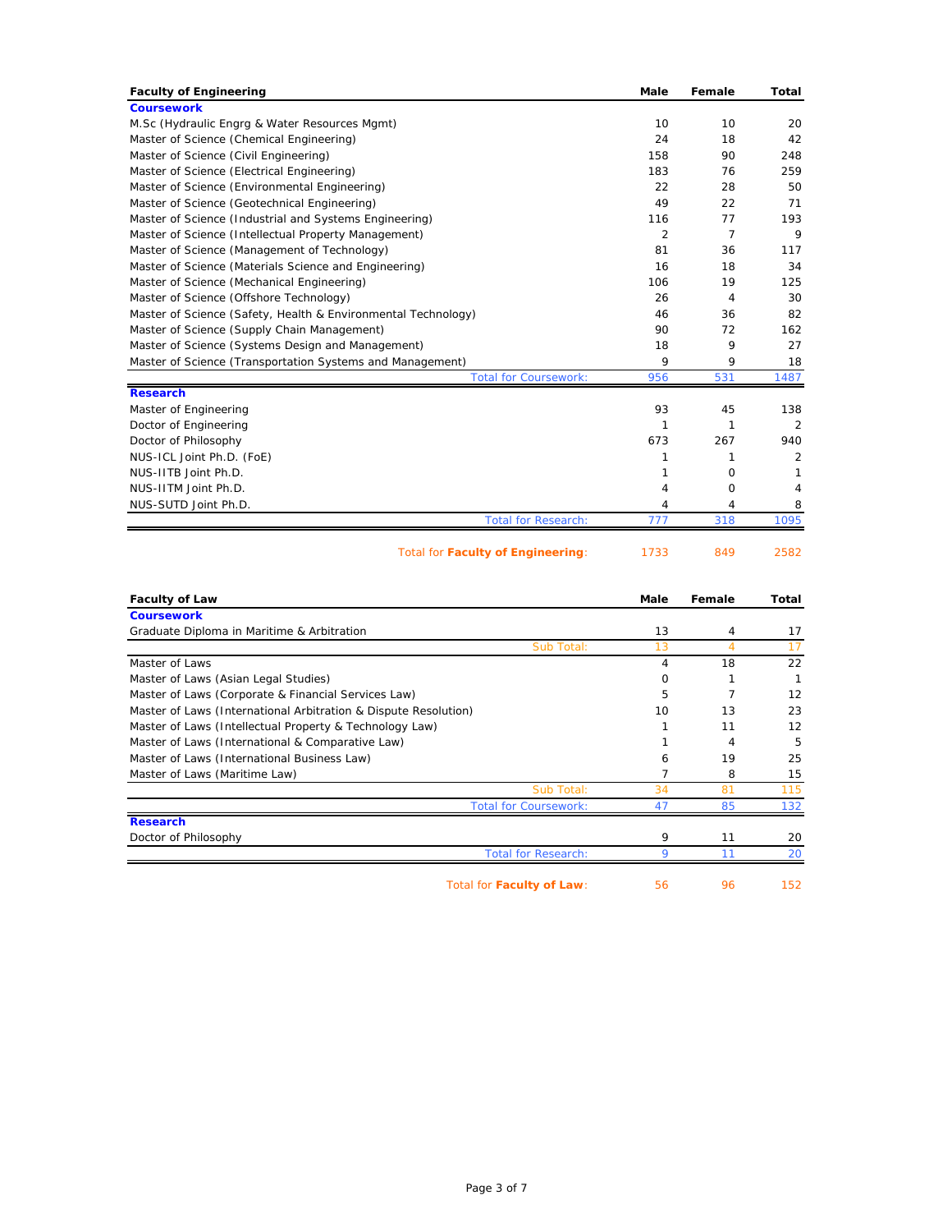| Faculty of Engineering | Male | Female | Total |
|---|---|---|---|
| **Coursework** | | | |
| M.Sc (Hydraulic Engrg & Water Resources Mgmt) | 10 | 10 | 20 |
| Master of Science (Chemical Engineering) | 24 | 18 | 42 |
| Master of Science (Civil Engineering) | 158 | 90 | 248 |
| Master of Science (Electrical Engineering) | 183 | 76 | 259 |
| Master of Science (Environmental Engineering) | 22 | 28 | 50 |
| Master of Science (Geotechnical Engineering) | 49 | 22 | 71 |
| Master of Science (Industrial and Systems Engineering) | 116 | 77 | 193 |
| Master of Science (Intellectual Property Management) | 2 | 7 | 9 |
| Master of Science (Management of Technology) | 81 | 36 | 117 |
| Master of Science (Materials Science and Engineering) | 16 | 18 | 34 |
| Master of Science (Mechanical Engineering) | 106 | 19 | 125 |
| Master of Science (Offshore Technology) | 26 | 4 | 30 |
| Master of Science (Safety, Health & Environmental Technology) | 46 | 36 | 82 |
| Master of Science (Supply Chain Management) | 90 | 72 | 162 |
| Master of Science (Systems Design and Management) | 18 | 9 | 27 |
| Master of Science (Transportation Systems and Management) | 9 | 9 | 18 |
| Total for Coursework: | 956 | 531 | 1487 |
| **Research** | | | |
| Master of Engineering | 93 | 45 | 138 |
| Doctor of Engineering | 1 | 1 | 2 |
| Doctor of Philosophy | 673 | 267 | 940 |
| NUS-ICL Joint Ph.D. (FoE) | 1 | 1 | 2 |
| NUS-IITB Joint Ph.D. | 1 | 0 | 1 |
| NUS-IITM Joint Ph.D. | 4 | 0 | 4 |
| NUS-SUTD Joint Ph.D. | 4 | 4 | 8 |
| Total for Research: | 777 | 318 | 1095 |
| Total for **Faculty of Engineering**: | 1733 | 849 | 2582 |

| Faculty of Law | Male | Female | Total |
|---|---|---|---|
| **Coursework** | | | |
| Graduate Diploma in Maritime & Arbitration | 13 | 4 | 17 |
| Sub Total: | 13 | 4 | 17 |
| Master of Laws | 4 | 18 | 22 |
| Master of Laws (Asian Legal Studies) | 0 | 1 | 1 |
| Master of Laws (Corporate & Financial Services Law) | 5 | 7 | 12 |
| Master of Laws (International Arbitration & Dispute Resolution) | 10 | 13 | 23 |
| Master of Laws (Intellectual Property & Technology Law) | 1 | 11 | 12 |
| Master of Laws (International & Comparative Law) | 1 | 4 | 5 |
| Master of Laws (International Business Law) | 6 | 19 | 25 |
| Master of Laws (Maritime Law) | 7 | 8 | 15 |
| Sub Total: | 34 | 81 | 115 |
| Total for Coursework: | 47 | 85 | 132 |
| **Research** | | | |
| Doctor of Philosophy | 9 | 11 | 20 |
| Total for Research: | 9 | 11 | 20 |
| Total for **Faculty of Law**: | 56 | 96 | 152 |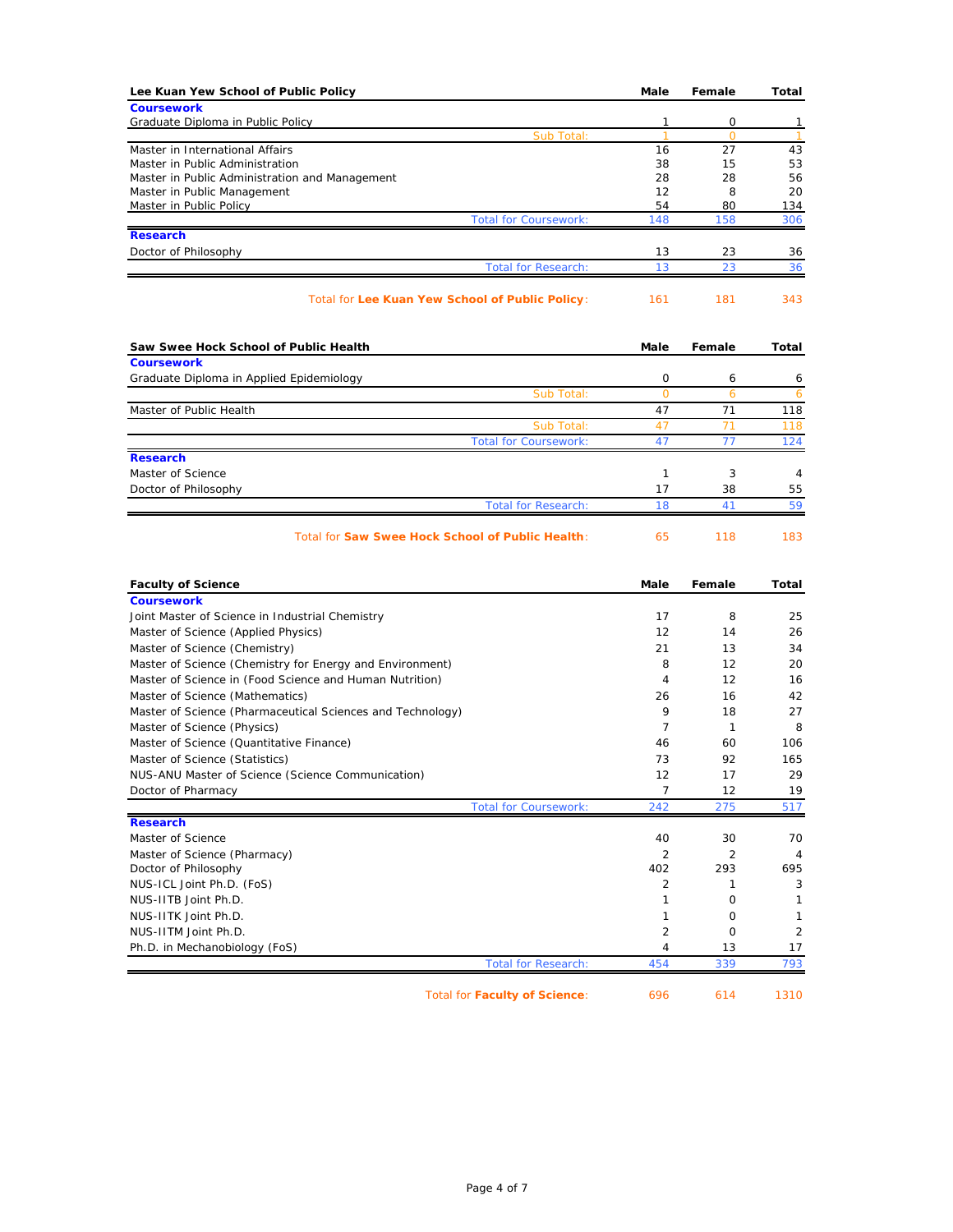| Lee Kuan Yew School of Public Policy | Male | Female | Total |
|---|---|---|---|
| **Coursework** | | | |
| Graduate Diploma in Public Policy | 1 | 0 | 1 |
| Sub Total: | 1 | 0 | 1 |
| Master in International Affairs | 16 | 27 | 43 |
| Master in Public Administration | 38 | 15 | 53 |
| Master in Public Administration and Management | 28 | 28 | 56 |
| Master in Public Management | 12 | 8 | 20 |
| Master in Public Policy | 54 | 80 | 134 |
| Total for Coursework: | 148 | 158 | 306 |
| **Research** | | | |
| Doctor of Philosophy | 13 | 23 | 36 |
| Total for Research: | 13 | 23 | 36 |
| Total for **Lee Kuan Yew School of Public Policy**: | 161 | 181 | 343 |

| Saw Swee Hock School of Public Health | Male | Female | Total |
|---|---|---|---|
| **Coursework** | | | |
| Graduate Diploma in Applied Epidemiology | 0 | 6 | 6 |
| Sub Total: | 0 | 6 | 6 |
| Master of Public Health | 47 | 71 | 118 |
| Sub Total: | 47 | 71 | 118 |
| Total for Coursework: | 47 | 77 | 124 |
| **Research** | | | |
| Master of Science | 1 | 3 | 4 |
| Doctor of Philosophy | 17 | 38 | 55 |
| Total for Research: | 18 | 41 | 59 |
| Total for **Saw Swee Hock School of Public Health**: | 65 | 118 | 183 |

| Faculty of Science | Male | Female | Total |
|---|---|---|---|
| **Coursework** | | | |
| Joint Master of Science in Industrial Chemistry | 17 | 8 | 25 |
| Master of Science (Applied Physics) | 12 | 14 | 26 |
| Master of Science (Chemistry) | 21 | 13 | 34 |
| Master of Science (Chemistry for Energy and Environment) | 8 | 12 | 20 |
| Master of Science in (Food Science and Human Nutrition) | 4 | 12 | 16 |
| Master of Science (Mathematics) | 26 | 16 | 42 |
| Master of Science (Pharmaceutical Sciences and Technology) | 9 | 18 | 27 |
| Master of Science (Physics) | 7 | 1 | 8 |
| Master of Science (Quantitative Finance) | 46 | 60 | 106 |
| Master of Science (Statistics) | 73 | 92 | 165 |
| NUS-ANU Master of Science (Science Communication) | 12 | 17 | 29 |
| Doctor of Pharmacy | 7 | 12 | 19 |
| Total for Coursework: | 242 | 275 | 517 |
| **Research** | | | |
| Master of Science | 40 | 30 | 70 |
| Master of Science (Pharmacy) | 2 | 2 | 4 |
| Doctor of Philosophy | 402 | 293 | 695 |
| NUS-ICL Joint Ph.D. (FoS) | 2 | 1 | 3 |
| NUS-IITB Joint Ph.D. | 1 | 0 | 1 |
| NUS-IITK Joint Ph.D. | 1 | 0 | 1 |
| NUS-IITM Joint Ph.D. | 2 | 0 | 2 |
| Ph.D. in Mechanobiology (FoS) | 4 | 13 | 17 |
| Total for Research: | 454 | 339 | 793 |
| Total for **Faculty of Science**: | 696 | 614 | 1310 |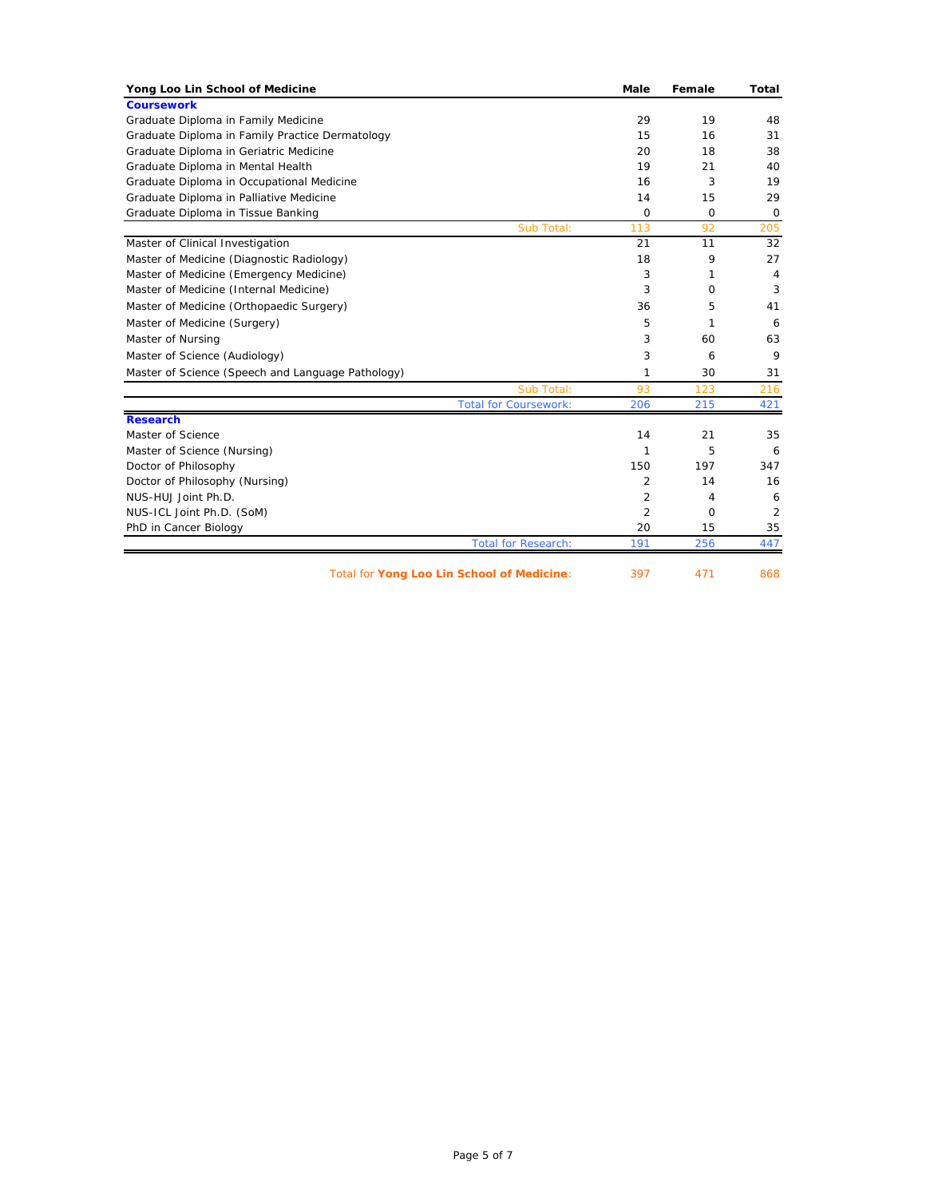| Yong Loo Lin School of Medicine | Male | Female | Total |
|---|---|---|---|
| **Coursework** | | | |
| Graduate Diploma in Family Medicine | 29 | 19 | 48 |
| Graduate Diploma in Family Practice Dermatology | 15 | 16 | 31 |
| Graduate Diploma in Geriatric Medicine | 20 | 18 | 38 |
| Graduate Diploma in Mental Health | 19 | 21 | 40 |
| Graduate Diploma in Occupational Medicine | 16 | 3 | 19 |
| Graduate Diploma in Palliative Medicine | 14 | 15 | 29 |
| Graduate Diploma in Tissue Banking | 0 | 0 | 0 |
| Sub Total: | 113 | 92 | 205 |
| Master of Clinical Investigation | 21 | 11 | 32 |
| Master of Medicine (Diagnostic Radiology) | 18 | 9 | 27 |
| Master of Medicine (Emergency Medicine) | 3 | 1 | 4 |
| Master of Medicine (Internal Medicine) | 3 | 0 | 3 |
| Master of Medicine (Orthopaedic Surgery) | 36 | 5 | 41 |
| Master of Medicine (Surgery) | 5 | 1 | 6 |
| Master of Nursing | 3 | 60 | 63 |
| Master of Science (Audiology) | 3 | 6 | 9 |
| Master of Science (Speech and Language Pathology) | 1 | 30 | 31 |
| Sub Total: | 93 | 123 | 216 |
| Total for Coursework: | 206 | 215 | 421 |
| **Research** | | | |
| Master of Science | 14 | 21 | 35 |
| Master of Science (Nursing) | 1 | 5 | 6 |
| Doctor of Philosophy | 150 | 197 | 347 |
| Doctor of Philosophy (Nursing) | 2 | 14 | 16 |
| NUS-HUJ Joint Ph.D. | 2 | 4 | 6 |
| NUS-ICL Joint Ph.D. (SoM) | 2 | 0 | 2 |
| PhD in Cancer Biology | 20 | 15 | 35 |
| Total for Research: | 191 | 256 | 447 |
| Total for **Yong Loo Lin School of Medicine**: | 397 | 471 | 868 |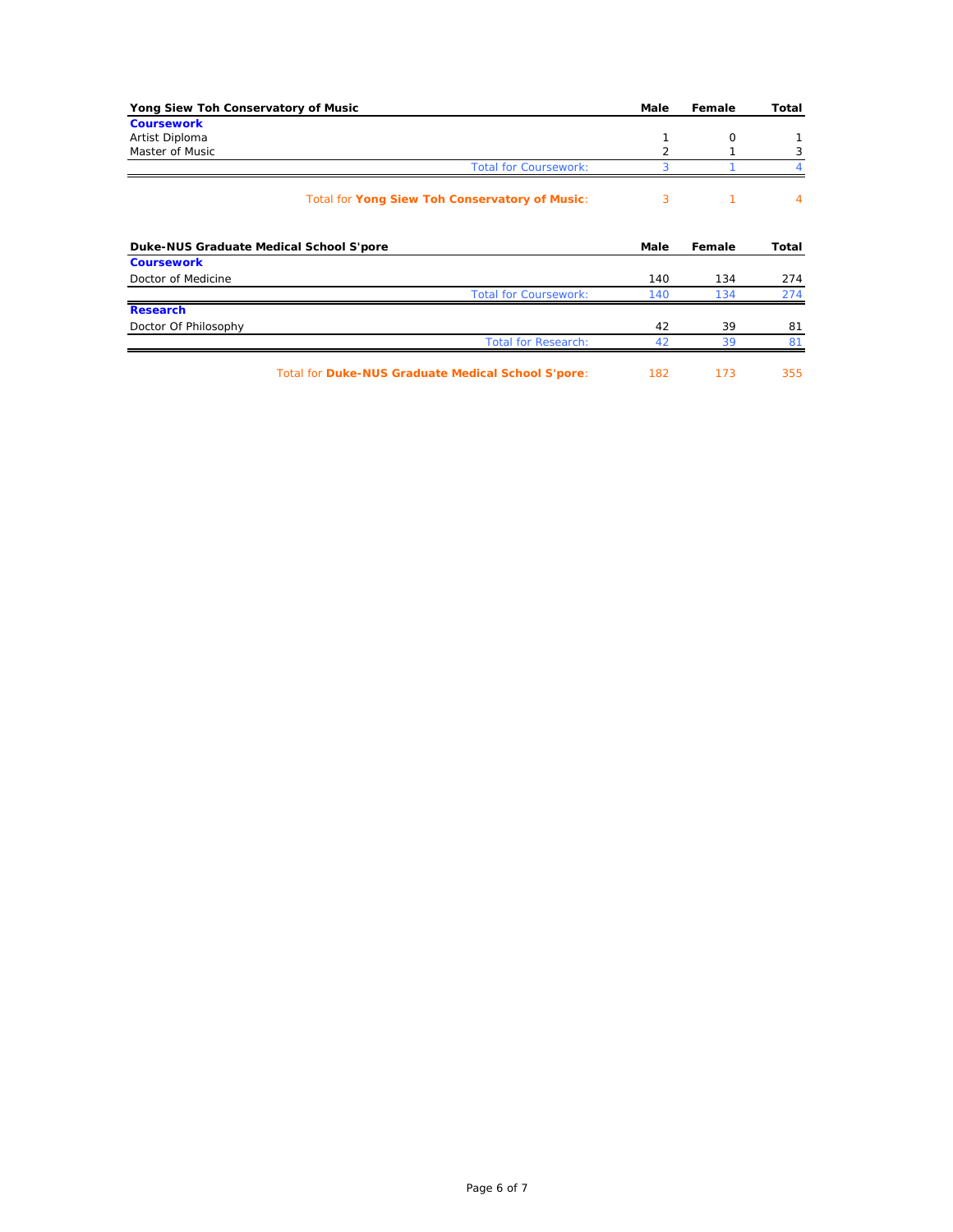| Yong Siew Toh Conservatory of Music | Male | Female | Total |
| --- | --- | --- | --- |
| **Coursework** | | | |
| Artist Diploma | 1 | 0 | 1 |
| Master of Music | 2 | 1 | 3 |
| Total for Coursework: | 3 | 1 | 4 |
| Total for **Yong Siew Toh Conservatory of Music**: | 3 | 1 | 4 |

| Duke-NUS Graduate Medical School S'pore | Male | Female | Total |
| --- | --- | --- | --- |
| **Coursework** | | | |
| Doctor of Medicine | 140 | 134 | 274 |
| Total for Coursework: | 140 | 134 | 274 |
| **Research** | | | |
| Doctor Of Philosophy | 42 | 39 | 81 |
| Total for Research: | 42 | 39 | 81 |
| Total for **Duke-NUS Graduate Medical School S'pore**: | 182 | 173 | 355 |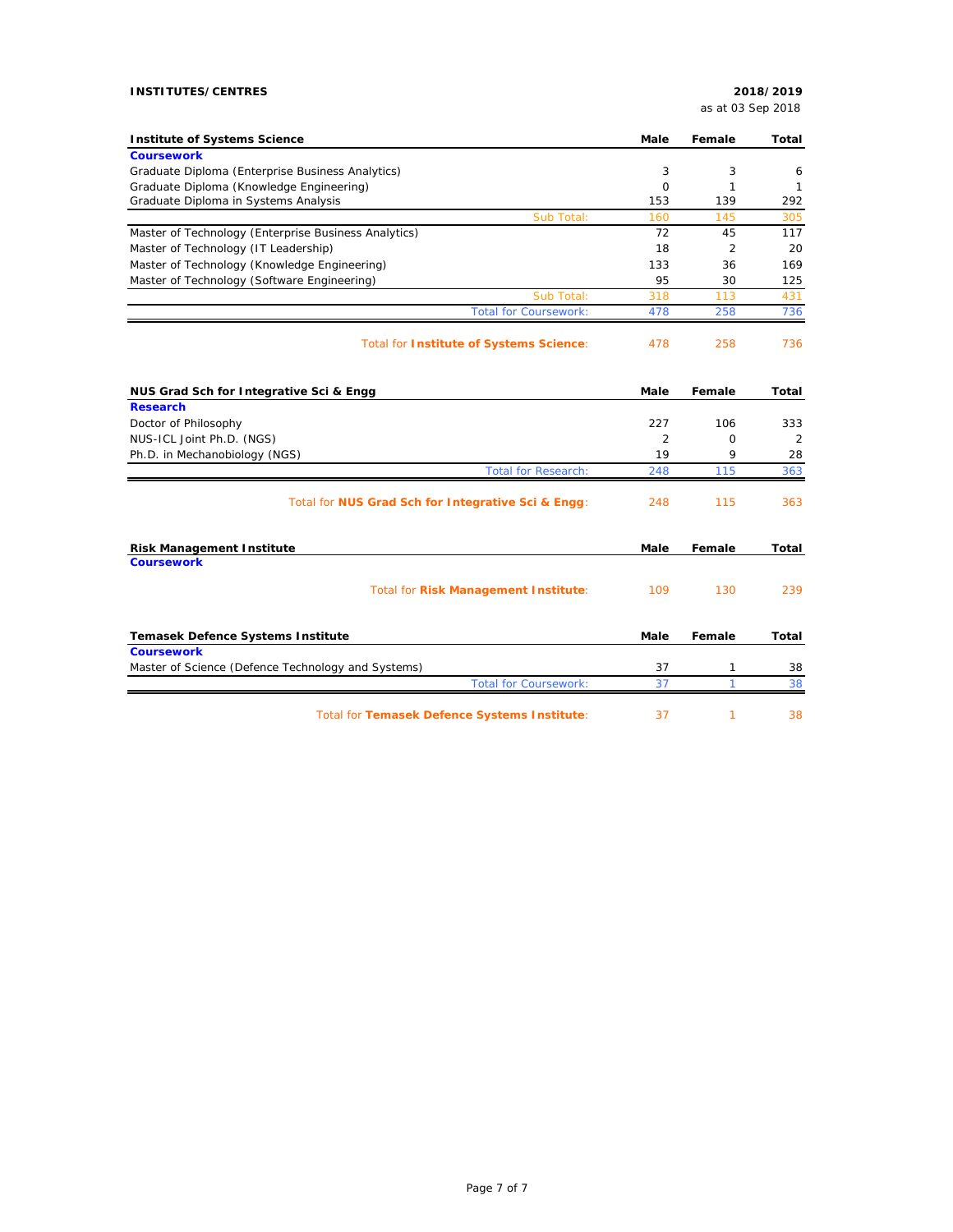**INSTITUTES/CENTRES**

**2018/2019**
as at 03 Sep 2018

| Institute of Systems Science | Male | Female | Total |
|---|---|---|---|
| **Coursework** | | | |
| Graduate Diploma (Enterprise Business Analytics) | 3 | 3 | 6 |
| Graduate Diploma (Knowledge Engineering) | 0 | 1 | 1 |
| Graduate Diploma in Systems Analysis | 153 | 139 | 292 |
| Sub Total: | 160 | 145 | 305 |
| Master of Technology (Enterprise Business Analytics) | 72 | 45 | 117 |
| Master of Technology (IT Leadership) | 18 | 2 | 20 |
| Master of Technology (Knowledge Engineering) | 133 | 36 | 169 |
| Master of Technology (Software Engineering) | 95 | 30 | 125 |
| Sub Total: | 318 | 113 | 431 |
| Total for Coursework: | 478 | 258 | 736 |
| Total for **Institute of Systems Science**: | 478 | 258 | 736 |

| NUS Grad Sch for Integrative Sci & Engg | Male | Female | Total |
|---|---|---|---|
| **Research** | | | |
| Doctor of Philosophy | 227 | 106 | 333 |
| NUS-ICL Joint Ph.D. (NGS) | 2 | 0 | 2 |
| Ph.D. in Mechanobiology (NGS) | 19 | 9 | 28 |
| Total for Research: | 248 | 115 | 363 |
| Total for **NUS Grad Sch for Integrative Sci & Engg**: | 248 | 115 | 363 |

| Risk Management Institute | Male | Female | Total |
|---|---|---|---|
| **Coursework** | | | |
| Total for **Risk Management Institute**: | 109 | 130 | 239 |

| Temasek Defence Systems Institute | Male | Female | Total |
|---|---|---|---|
| **Coursework** | | | |
| Master of Science (Defence Technology and Systems) | 37 | 1 | 38 |
| Total for Coursework: | 37 | 1 | 38 |
| Total for **Temasek Defence Systems Institute**: | 37 | 1 | 38 |